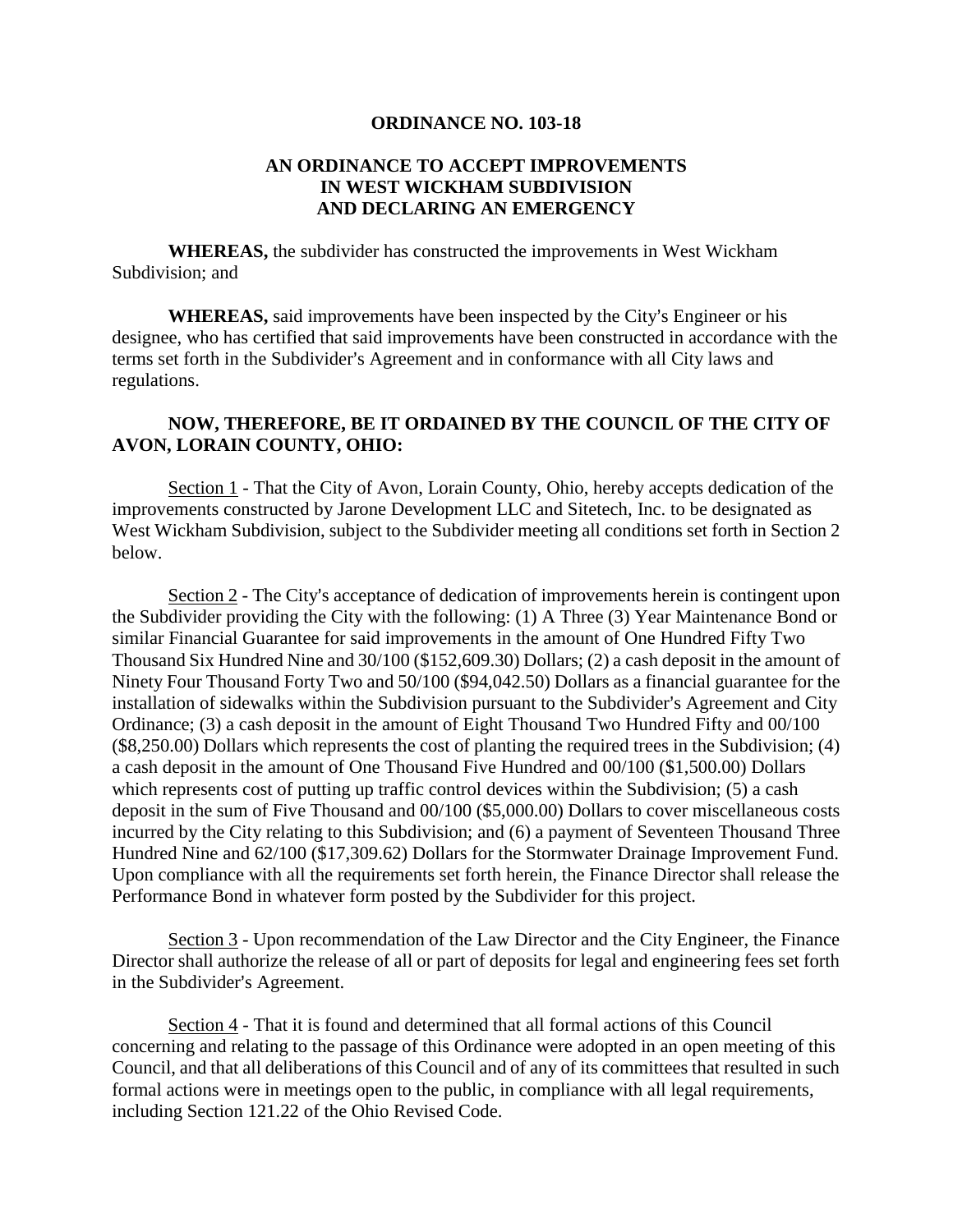# ORDINANCE NO. 103-18

## AN ORDINANCE TO ACCEPT IMPROVEMENTS IN WEST WICKHAM SUBDIVISION AND DECLARING AN EMERGENCY

**WHEREAS,** the subdivider has constructed the improvements in West Wickham Subdivision; and

**WHEREAS,** said improvements have been inspected by the City's Engineer or his designee, who has certified that said improvements have been constructed in accordance with the terms set forth in the Subdivider's Agreement and in conformance with all City laws and regulations.

**NOW, THEREFORE, BE IT ORDAINED BY THE COUNCIL OF THE CITY OF AVON, LORAIN COUNTY, OHIO:**

<u>Section 1</u> - That the City of Avon, Lorain County, Ohio, hereby accepts dedication of the improvements constructed by Jarone Development LLC and Sitetech, Inc. to be designated as West Wickham Subdivision, subject to the Subdivider meeting all conditions set forth in Section 2 below.

<u>Section 2</u> - The City's acceptance of dedication of improvements herein is contingent upon the Subdivider providing the City with the following: (1) A Three (3) Year Maintenance Bond or similar Financial Guarantee for said improvements in the amount of One Hundred Fifty Two Thousand Six Hundred Nine and 30/100 ($152,609.30) Dollars; (2) a cash deposit in the amount of Ninety Four Thousand Forty Two and 50/100 ($94,042.50) Dollars as a financial guarantee for the installation of sidewalks within the Subdivision pursuant to the Subdivider's Agreement and City Ordinance; (3) a cash deposit in the amount of Eight Thousand Two Hundred Fifty and 00/100 ($8,250.00) Dollars which represents the cost of planting the required trees in the Subdivision; (4) a cash deposit in the amount of One Thousand Five Hundred and 00/100 ($1,500.00) Dollars which represents cost of putting up traffic control devices within the Subdivision; (5) a cash deposit in the sum of Five Thousand and 00/100 ($5,000.00) Dollars to cover miscellaneous costs incurred by the City relating to this Subdivision; and (6) a payment of Seventeen Thousand Three Hundred Nine and 62/100 ($17,309.62) Dollars for the Stormwater Drainage Improvement Fund. Upon compliance with all the requirements set forth herein, the Finance Director shall release the Performance Bond in whatever form posted by the Subdivider for this project.

<u>Section 3</u> - Upon recommendation of the Law Director and the City Engineer, the Finance Director shall authorize the release of all or part of deposits for legal and engineering fees set forth in the Subdivider's Agreement.

<u>Section 4</u> - That it is found and determined that all formal actions of this Council concerning and relating to the passage of this Ordinance were adopted in an open meeting of this Council, and that all deliberations of this Council and of any of its committees that resulted in such formal actions were in meetings open to the public, in compliance with all legal requirements, including Section 121.22 of the Ohio Revised Code.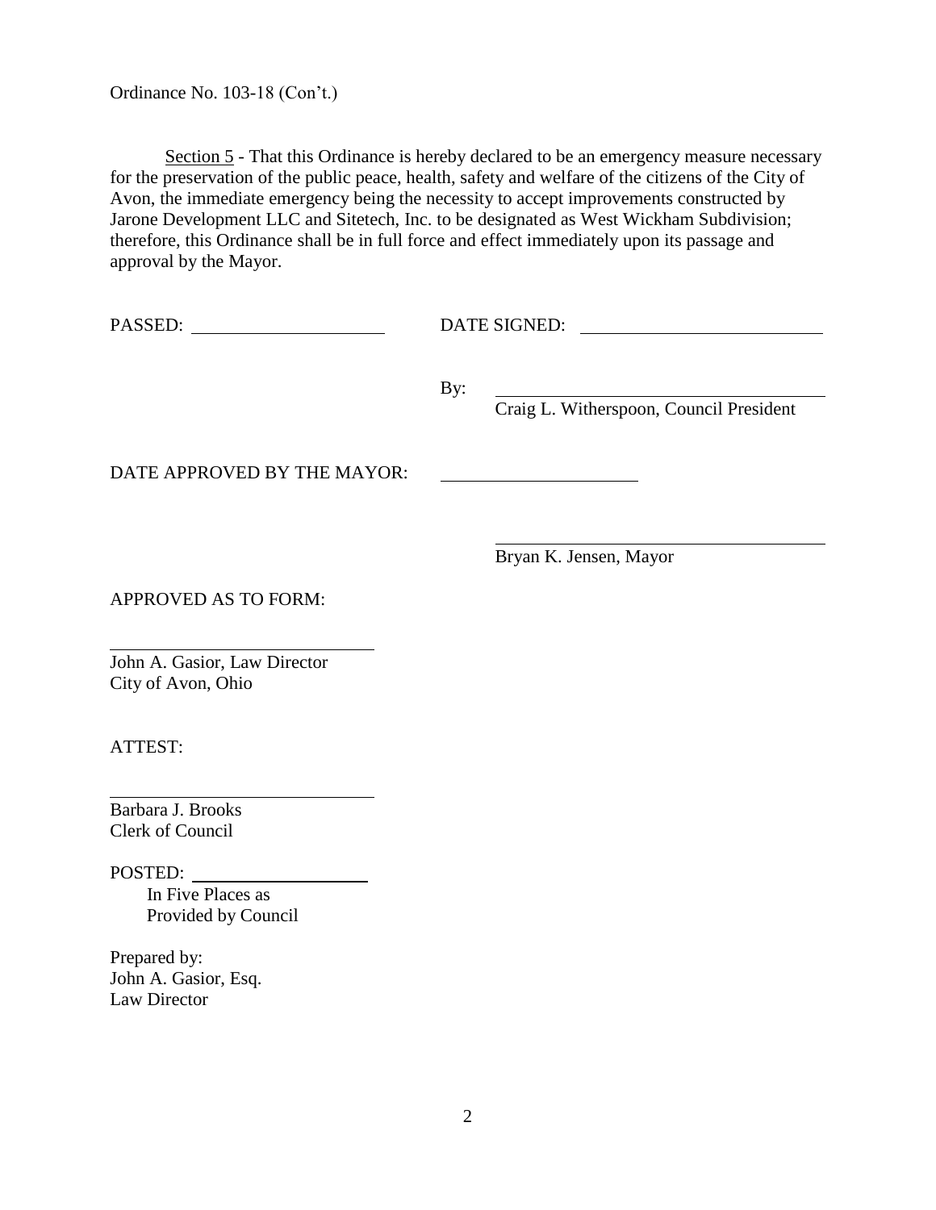Ordinance No. 103-18 (Con't.)

Section 5 - That this Ordinance is hereby declared to be an emergency measure necessary for the preservation of the public peace, health, safety and welfare of the citizens of the City of Avon, the immediate emergency being the necessity to accept improvements constructed by Jarone Development LLC and Sitetech, Inc. to be designated as West Wickham Subdivision; therefore, this Ordinance shall be in full force and effect immediately upon its passage and approval by the Mayor.

PASSED: ____________________ DATE SIGNED: ________________________

By: ________________________________
Craig L. Witherspoon, Council President

DATE APPROVED BY THE MAYOR: ____________________

________________________________
Bryan K. Jensen, Mayor

APPROVED AS TO FORM:

____________________________
John A. Gasior, Law Director
City of Avon, Ohio

ATTEST:

____________________________
Barbara J. Brooks
Clerk of Council

POSTED: __________________
In Five Places as
Provided by Council

Prepared by:
John A. Gasior, Esq.
Law Director